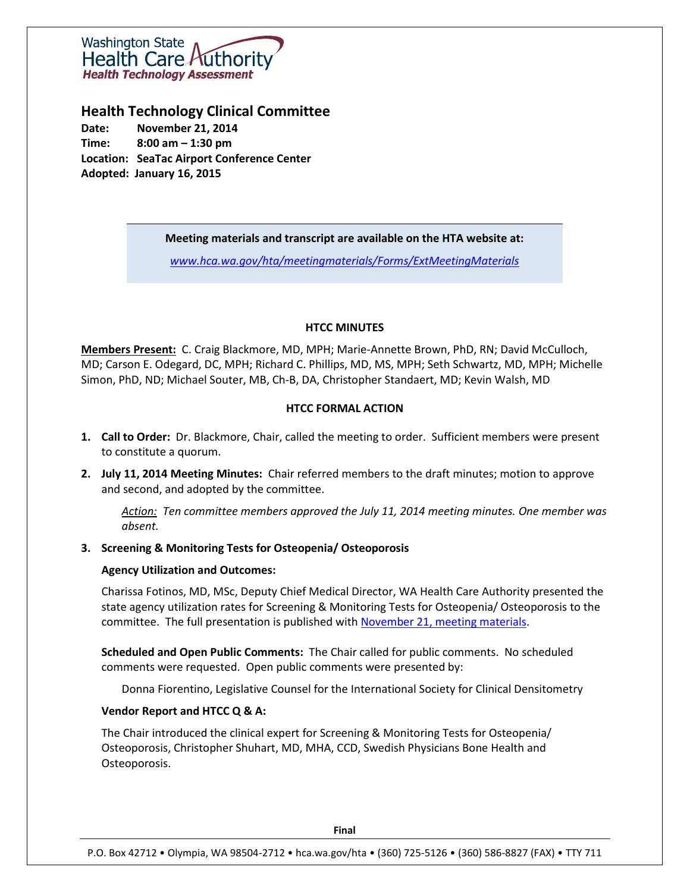Washington State Health Care Authority
Health Technology Assessment

## Health Technology Clinical Committee

**Date:** November 21, 2014
**Time:** 8:00 am – 1:30 pm
**Location:** SeaTac Airport Conference Center
**Adopted:** January 16, 2015

> **Meeting materials and transcript are available on the HTA website at:**
>
> *www.hca.wa.gov/hta/meetingmaterials/Forms/ExtMeetingMaterials*

### HTCC MINUTES

**Members Present:** C. Craig Blackmore, MD, MPH; Marie-Annette Brown, PhD, RN; David McCulloch, MD; Carson E. Odegard, DC, MPH; Richard C. Phillips, MD, MS, MPH; Seth Schwartz, MD, MPH; Michelle Simon, PhD, ND; Michael Souter, MB, Ch-B, DA, Christopher Standaert, MD; Kevin Walsh, MD

### HTCC FORMAL ACTION

1. **Call to Order:** Dr. Blackmore, Chair, called the meeting to order. Sufficient members were present to constitute a quorum.
2. **July 11, 2014 Meeting Minutes:** Chair referred members to the draft minutes; motion to approve and second, and adopted by the committee.

   *Action: Ten committee members approved the July 11, 2014 meeting minutes. One member was absent.*

3. **Screening & Monitoring Tests for Osteopenia/ Osteoporosis**

   **Agency Utilization and Outcomes:**

   Charissa Fotinos, MD, MSc, Deputy Chief Medical Director, WA Health Care Authority presented the state agency utilization rates for Screening & Monitoring Tests for Osteopenia/ Osteoporosis to the committee. The full presentation is published with November 21, meeting materials.

   **Scheduled and Open Public Comments:** The Chair called for public comments. No scheduled comments were requested. Open public comments were presented by:

   Donna Fiorentino, Legislative Counsel for the International Society for Clinical Densitometry

   **Vendor Report and HTCC Q & A:**

   The Chair introduced the clinical expert for Screening & Monitoring Tests for Osteopenia/ Osteoporosis, Christopher Shuhart, MD, MHA, CCD, Swedish Physicians Bone Health and Osteoporosis.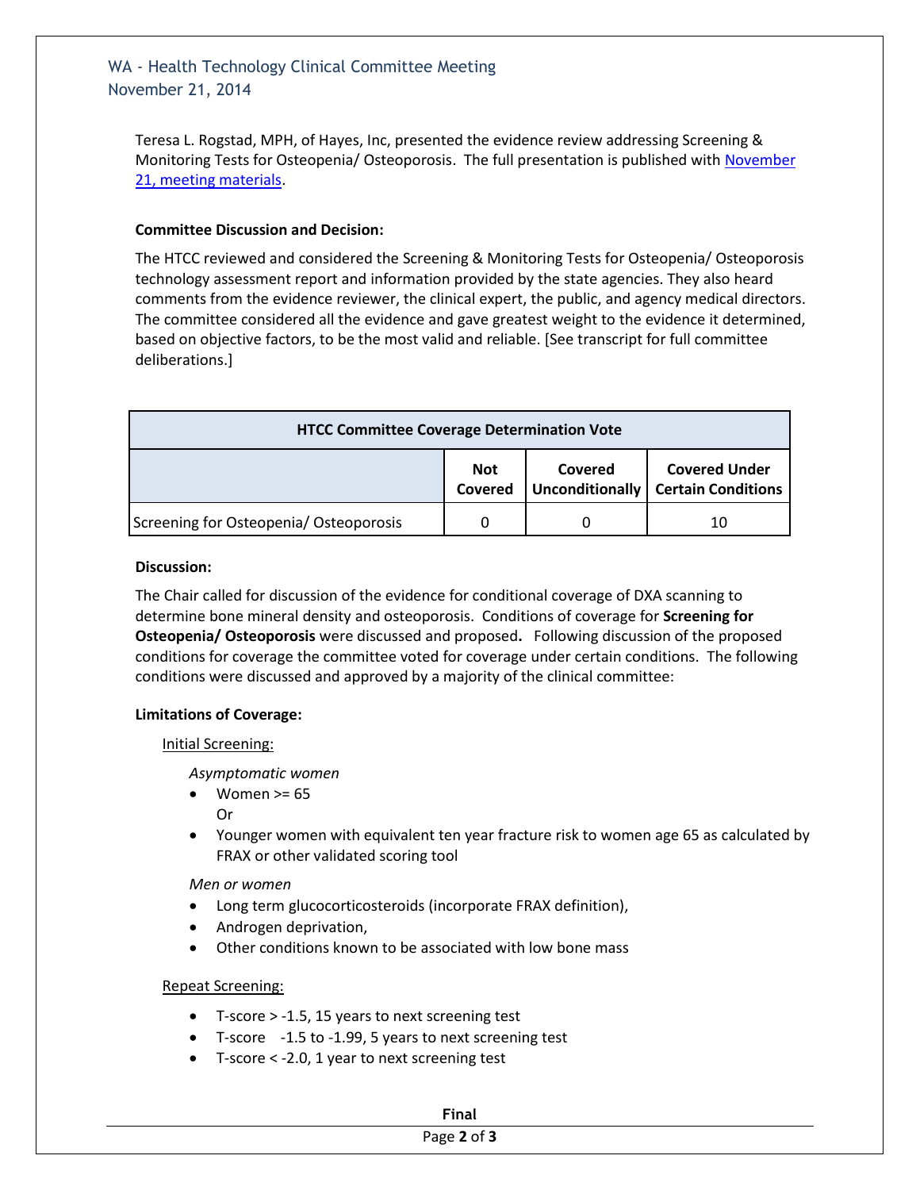Teresa L. Rogstad, MPH, of Hayes, Inc, presented the evidence review addressing Screening & Monitoring Tests for Osteopenia/ Osteoporosis. The full presentation is published with November 21, meeting materials.

**Committee Discussion and Decision:**

The HTCC reviewed and considered the Screening & Monitoring Tests for Osteopenia/ Osteoporosis technology assessment report and information provided by the state agencies. They also heard comments from the evidence reviewer, the clinical expert, the public, and agency medical directors. The committee considered all the evidence and gave greatest weight to the evidence it determined, based on objective factors, to be the most valid and reliable. [See transcript for full committee deliberations.]

| HTCC Committee Coverage Determination Vote | | | |
|---|---|---|---|
| | **Not Covered** | **Covered Unconditionally** | **Covered Under Certain Conditions** |
| Screening for Osteopenia/ Osteoporosis | 0 | 0 | 10 |

**Discussion:**

The Chair called for discussion of the evidence for conditional coverage of DXA scanning to determine bone mineral density and osteoporosis. Conditions of coverage for **Screening for Osteopenia/ Osteoporosis** were discussed and proposed**.** Following discussion of the proposed conditions for coverage the committee voted for coverage under certain conditions. The following conditions were discussed and approved by a majority of the clinical committee:

**Limitations of Coverage:**

Initial Screening:

*Asymptomatic women*

- Women >= 65
  Or
- Younger women with equivalent ten year fracture risk to women age 65 as calculated by FRAX or other validated scoring tool

*Men or women*

- Long term glucocorticosteroids (incorporate FRAX definition),
- Androgen deprivation,
- Other conditions known to be associated with low bone mass

Repeat Screening:

- T-score > -1.5, 15 years to next screening test
- T-score -1.5 to -1.99, 5 years to next screening test
- T-score < -2.0, 1 year to next screening test

**Final**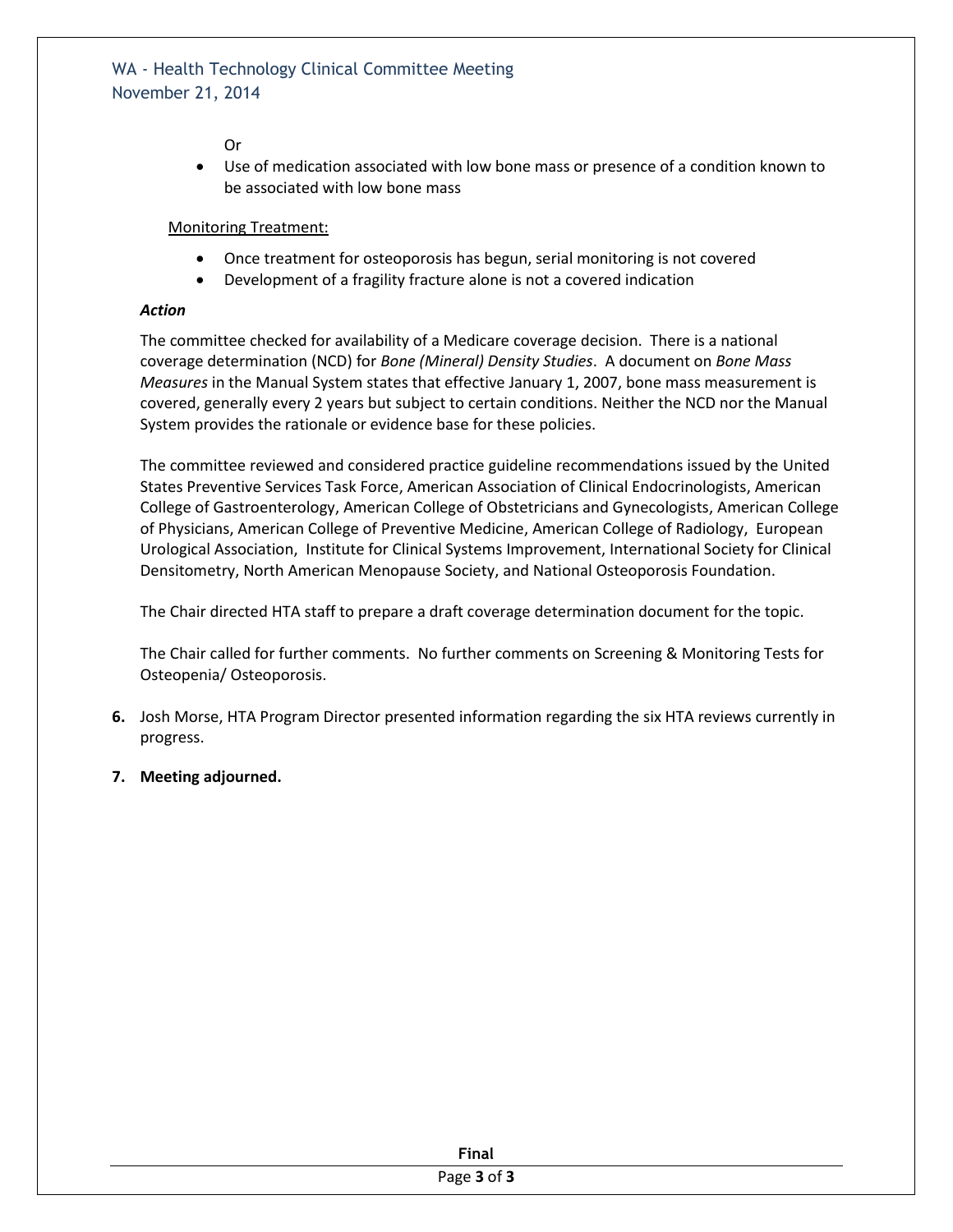Or

- Use of medication associated with low bone mass or presence of a condition known to be associated with low bone mass

Monitoring Treatment:

- Once treatment for osteoporosis has begun, serial monitoring is not covered
- Development of a fragility fracture alone is not a covered indication

***Action***

The committee checked for availability of a Medicare coverage decision. There is a national coverage determination (NCD) for *Bone (Mineral) Density Studies*. A document on *Bone Mass Measures* in the Manual System states that effective January 1, 2007, bone mass measurement is covered, generally every 2 years but subject to certain conditions. Neither the NCD nor the Manual System provides the rationale or evidence base for these policies.

The committee reviewed and considered practice guideline recommendations issued by the United States Preventive Services Task Force, American Association of Clinical Endocrinologists, American College of Gastroenterology, American College of Obstetricians and Gynecologists, American College of Physicians, American College of Preventive Medicine, American College of Radiology, European Urological Association, Institute for Clinical Systems Improvement, International Society for Clinical Densitometry, North American Menopause Society, and National Osteoporosis Foundation.

The Chair directed HTA staff to prepare a draft coverage determination document for the topic.

The Chair called for further comments. No further comments on Screening & Monitoring Tests for Osteopenia/ Osteoporosis.

**6.** Josh Morse, HTA Program Director presented information regarding the six HTA reviews currently in progress.

**7. Meeting adjourned.**